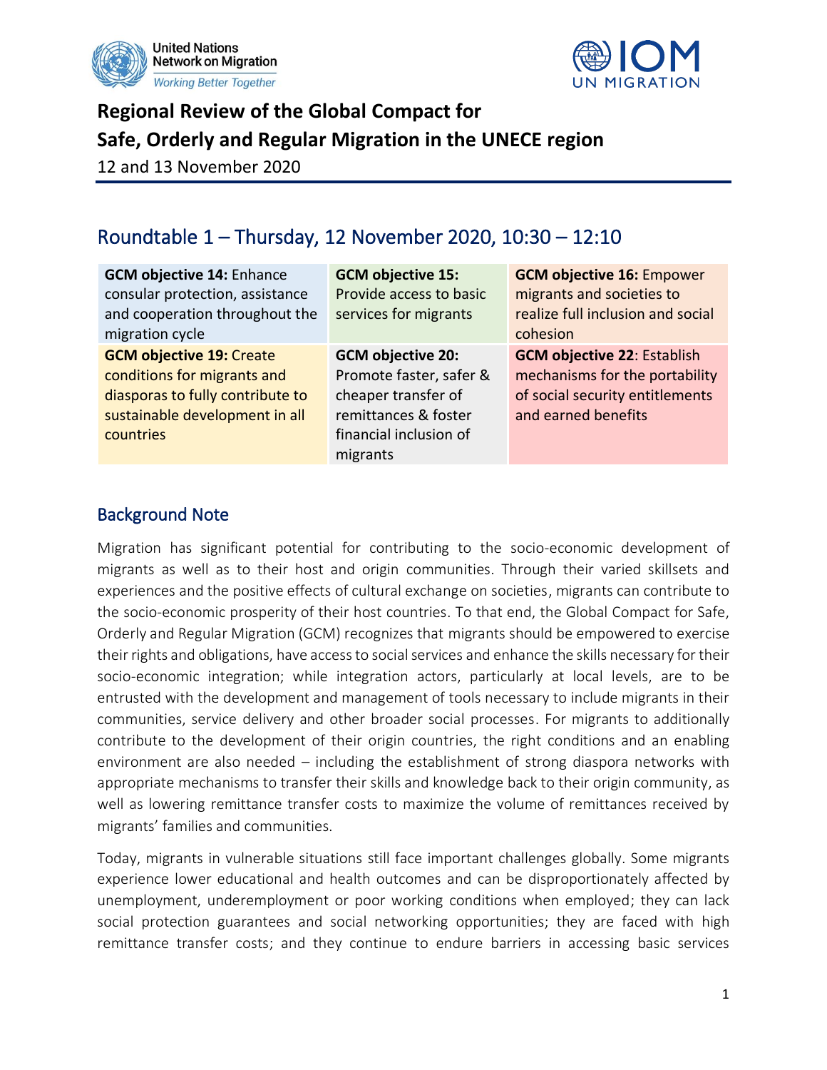# Regional Review of the Global Compact for Safe, Orderly and Regular Migration in the UNECE region

12 and 13 November 2020

## Roundtable 1 – Thursday, 12 November 2020, 10:30 – 12:10

| | | |
|---|---|---|
| **GCM objective 14:** Enhance consular protection, assistance and cooperation throughout the migration cycle | **GCM objective 15:** Provide access to basic services for migrants | **GCM objective 16:** Empower migrants and societies to realize full inclusion and social cohesion |
| **GCM objective 19:** Create conditions for migrants and diasporas to fully contribute to sustainable development in all countries | **GCM objective 20:** Promote faster, safer & cheaper transfer of remittances & foster financial inclusion of migrants | **GCM objective 22**: Establish mechanisms for the portability of social security entitlements and earned benefits |

## Background Note

Migration has significant potential for contributing to the socio-economic development of migrants as well as to their host and origin communities. Through their varied skillsets and experiences and the positive effects of cultural exchange on societies, migrants can contribute to the socio-economic prosperity of their host countries. To that end, the Global Compact for Safe, Orderly and Regular Migration (GCM) recognizes that migrants should be empowered to exercise their rights and obligations, have access to social services and enhance the skills necessary for their socio-economic integration; while integration actors, particularly at local levels, are to be entrusted with the development and management of tools necessary to include migrants in their communities, service delivery and other broader social processes. For migrants to additionally contribute to the development of their origin countries, the right conditions and an enabling environment are also needed – including the establishment of strong diaspora networks with appropriate mechanisms to transfer their skills and knowledge back to their origin community, as well as lowering remittance transfer costs to maximize the volume of remittances received by migrants' families and communities.

Today, migrants in vulnerable situations still face important challenges globally. Some migrants experience lower educational and health outcomes and can be disproportionately affected by unemployment, underemployment or poor working conditions when employed; they can lack social protection guarantees and social networking opportunities; they are faced with high remittance transfer costs; and they continue to endure barriers in accessing basic services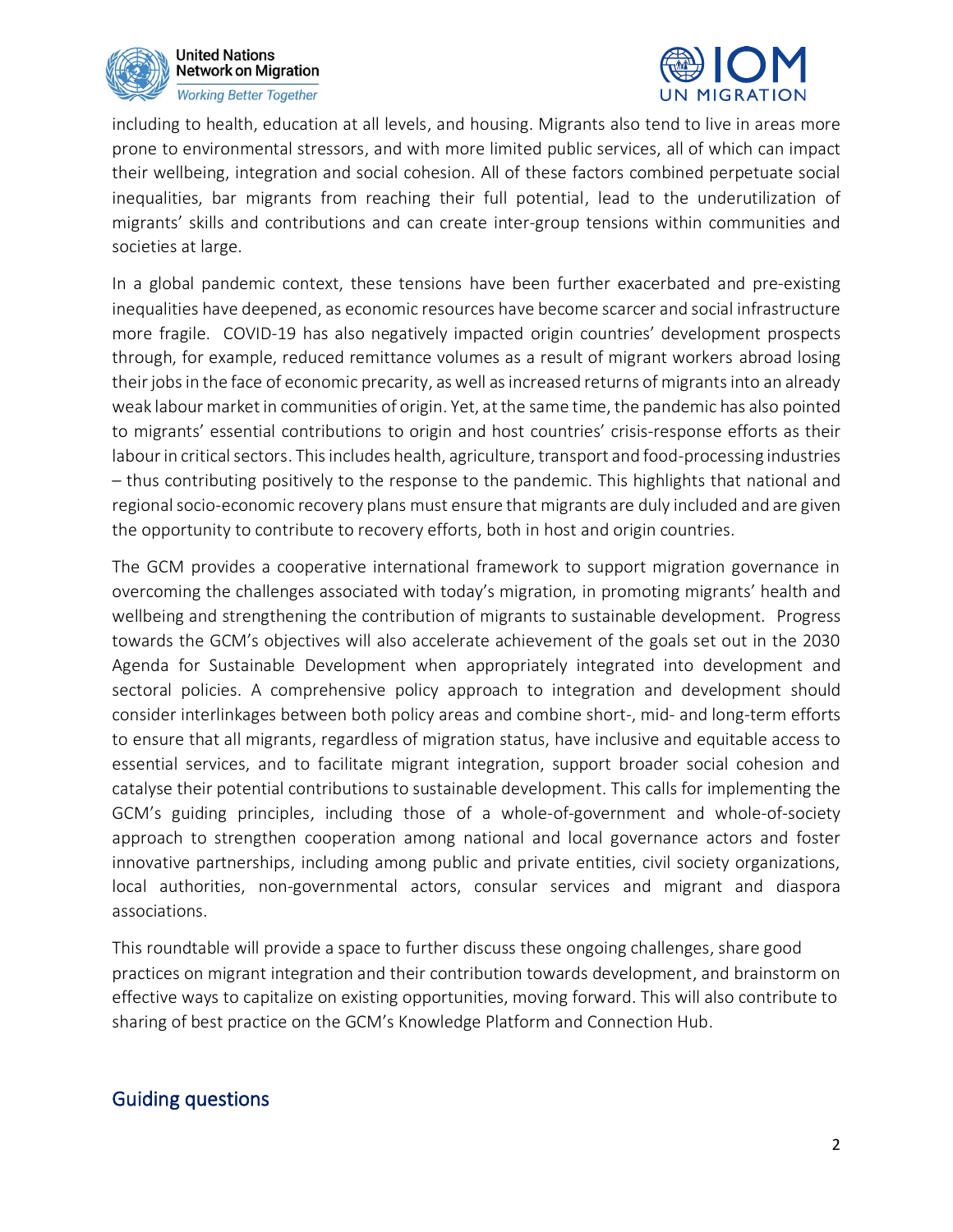including to health, education at all levels, and housing. Migrants also tend to live in areas more prone to environmental stressors, and with more limited public services, all of which can impact their wellbeing, integration and social cohesion. All of these factors combined perpetuate social inequalities, bar migrants from reaching their full potential, lead to the underutilization of migrants' skills and contributions and can create inter-group tensions within communities and societies at large.

In a global pandemic context, these tensions have been further exacerbated and pre-existing inequalities have deepened, as economic resources have become scarcer and social infrastructure more fragile. COVID-19 has also negatively impacted origin countries' development prospects through, for example, reduced remittance volumes as a result of migrant workers abroad losing their jobs in the face of economic precarity, as well as increased returns of migrants into an already weak labour market in communities of origin. Yet, at the same time, the pandemic has also pointed to migrants' essential contributions to origin and host countries' crisis-response efforts as their labour in critical sectors. This includes health, agriculture, transport and food-processing industries – thus contributing positively to the response to the pandemic. This highlights that national and regional socio-economic recovery plans must ensure that migrants are duly included and are given the opportunity to contribute to recovery efforts, both in host and origin countries.

The GCM provides a cooperative international framework to support migration governance in overcoming the challenges associated with today's migration, in promoting migrants' health and wellbeing and strengthening the contribution of migrants to sustainable development. Progress towards the GCM's objectives will also accelerate achievement of the goals set out in the 2030 Agenda for Sustainable Development when appropriately integrated into development and sectoral policies. A comprehensive policy approach to integration and development should consider interlinkages between both policy areas and combine short-, mid- and long-term efforts to ensure that all migrants, regardless of migration status, have inclusive and equitable access to essential services, and to facilitate migrant integration, support broader social cohesion and catalyse their potential contributions to sustainable development. This calls for implementing the GCM's guiding principles, including those of a whole-of-government and whole-of-society approach to strengthen cooperation among national and local governance actors and foster innovative partnerships, including among public and private entities, civil society organizations, local authorities, non-governmental actors, consular services and migrant and diaspora associations.

This roundtable will provide a space to further discuss these ongoing challenges, share good practices on migrant integration and their contribution towards development, and brainstorm on effective ways to capitalize on existing opportunities, moving forward. This will also contribute to sharing of best practice on the GCM's Knowledge Platform and Connection Hub.

## Guiding questions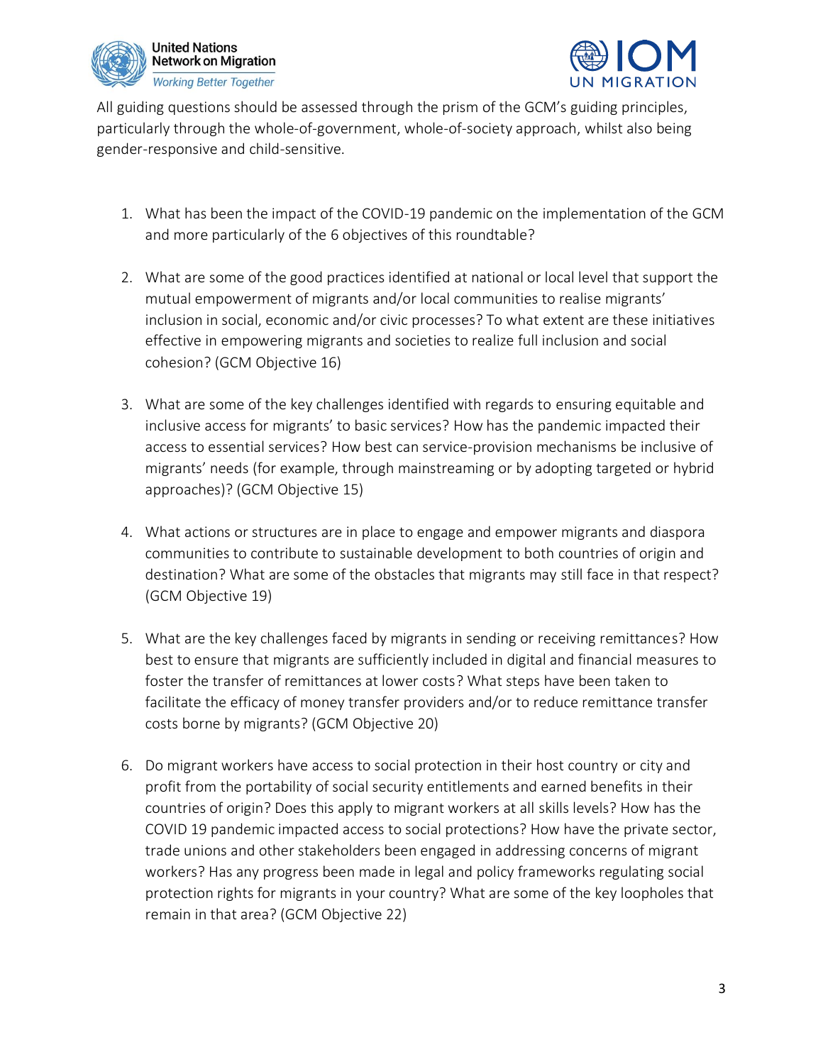All guiding questions should be assessed through the prism of the GCM's guiding principles, particularly through the whole-of-government, whole-of-society approach, whilst also being gender-responsive and child-sensitive.

1. What has been the impact of the COVID-19 pandemic on the implementation of the GCM and more particularly of the 6 objectives of this roundtable?

2. What are some of the good practices identified at national or local level that support the mutual empowerment of migrants and/or local communities to realise migrants' inclusion in social, economic and/or civic processes? To what extent are these initiatives effective in empowering migrants and societies to realize full inclusion and social cohesion? (GCM Objective 16)

3. What are some of the key challenges identified with regards to ensuring equitable and inclusive access for migrants' to basic services? How has the pandemic impacted their access to essential services? How best can service-provision mechanisms be inclusive of migrants' needs (for example, through mainstreaming or by adopting targeted or hybrid approaches)? (GCM Objective 15)

4. What actions or structures are in place to engage and empower migrants and diaspora communities to contribute to sustainable development to both countries of origin and destination? What are some of the obstacles that migrants may still face in that respect? (GCM Objective 19)

5. What are the key challenges faced by migrants in sending or receiving remittances? How best to ensure that migrants are sufficiently included in digital and financial measures to foster the transfer of remittances at lower costs? What steps have been taken to facilitate the efficacy of money transfer providers and/or to reduce remittance transfer costs borne by migrants? (GCM Objective 20)

6. Do migrant workers have access to social protection in their host country or city and profit from the portability of social security entitlements and earned benefits in their countries of origin? Does this apply to migrant workers at all skills levels? How has the COVID 19 pandemic impacted access to social protections? How have the private sector, trade unions and other stakeholders been engaged in addressing concerns of migrant workers? Has any progress been made in legal and policy frameworks regulating social protection rights for migrants in your country? What are some of the key loopholes that remain in that area? (GCM Objective 22)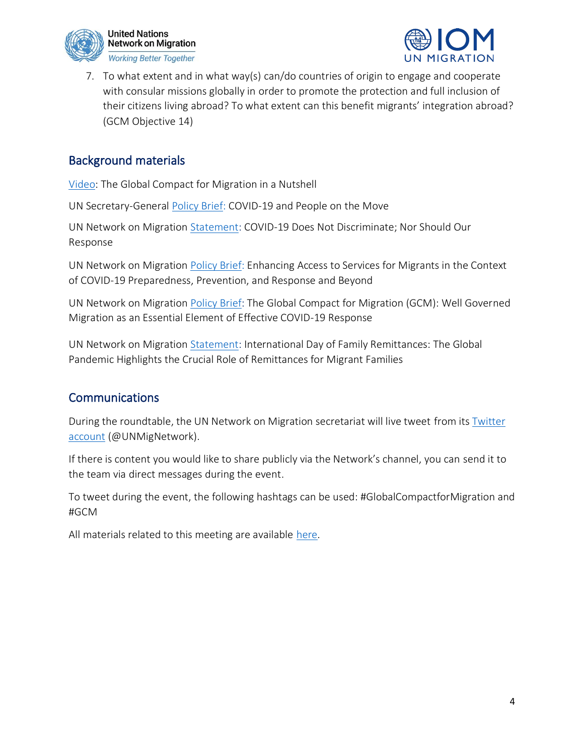7. To what extent and in what way(s) can/do countries of origin to engage and cooperate with consular missions globally in order to promote the protection and full inclusion of their citizens living abroad? To what extent can this benefit migrants' integration abroad? (GCM Objective 14)

## Background materials

Video: The Global Compact for Migration in a Nutshell

UN Secretary-General Policy Brief: COVID-19 and People on the Move

UN Network on Migration Statement: COVID-19 Does Not Discriminate; Nor Should Our Response

UN Network on Migration Policy Brief: Enhancing Access to Services for Migrants in the Context of COVID-19 Preparedness, Prevention, and Response and Beyond

UN Network on Migration Policy Brief: The Global Compact for Migration (GCM): Well Governed Migration as an Essential Element of Effective COVID-19 Response

UN Network on Migration Statement: International Day of Family Remittances: The Global Pandemic Highlights the Crucial Role of Remittances for Migrant Families

## Communications

During the roundtable, the UN Network on Migration secretariat will live tweet from its Twitter account (@UNMigNetwork).

If there is content you would like to share publicly via the Network's channel, you can send it to the team via direct messages during the event.

To tweet during the event, the following hashtags can be used: #GlobalCompactforMigration and #GCM

All materials related to this meeting are available here.